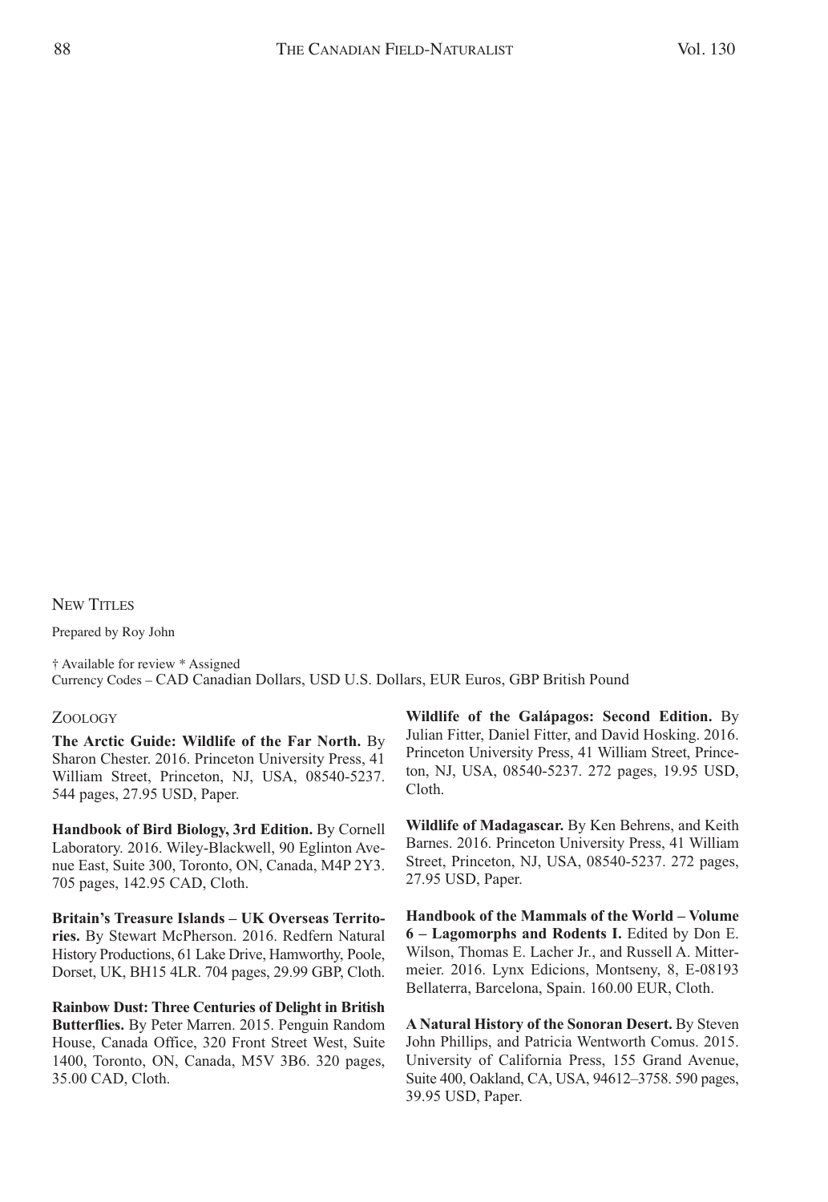## New Titles

Prepared by Roy John

† Available for review * Assigned
Currency Codes – CAD Canadian Dollars, USD U.S. Dollars, EUR Euros, GBP British Pound

### Zoology

**The Arctic Guide: Wildlife of the Far North.** By Sharon Chester. 2016. Princeton University Press, 41 William Street, Princeton, NJ, USA, 08540-5237. 544 pages, 27.95 USD, Paper.

**Handbook of Bird Biology, 3rd Edition.** By Cornell Laboratory. 2016. Wiley-Blackwell, 90 Eglinton Avenue East, Suite 300, Toronto, ON, Canada, M4P 2Y3. 705 pages, 142.95 CAD, Cloth.

**Britain's Treasure Islands – UK Overseas Territories.** By Stewart McPherson. 2016. Redfern Natural History Productions, 61 Lake Drive, Hamworthy, Poole, Dorset, UK, BH15 4LR. 704 pages, 29.99 GBP, Cloth.

**Rainbow Dust: Three Centuries of Delight in British Butterflies.** By Peter Marren. 2015. Penguin Random House, Canada Office, 320 Front Street West, Suite 1400, Toronto, ON, Canada, M5V 3B6. 320 pages, 35.00 CAD, Cloth.

**Wildlife of the Galápagos: Second Edition.** By Julian Fitter, Daniel Fitter, and David Hosking. 2016. Princeton University Press, 41 William Street, Princeton, NJ, USA, 08540-5237. 272 pages, 19.95 USD, Cloth.

**Wildlife of Madagascar.** By Ken Behrens, and Keith Barnes. 2016. Princeton University Press, 41 William Street, Princeton, NJ, USA, 08540-5237. 272 pages, 27.95 USD, Paper.

**Handbook of the Mammals of the World – Volume 6 – Lagomorphs and Rodents I.** Edited by Don E. Wilson, Thomas E. Lacher Jr., and Russell A. Mittermeier. 2016. Lynx Edicions, Montseny, 8, E-08193 Bellaterra, Barcelona, Spain. 160.00 EUR, Cloth.

**A Natural History of the Sonoran Desert.** By Steven John Phillips, and Patricia Wentworth Comus. 2015. University of California Press, 155 Grand Avenue, Suite 400, Oakland, CA, USA, 94612–3758. 590 pages, 39.95 USD, Paper.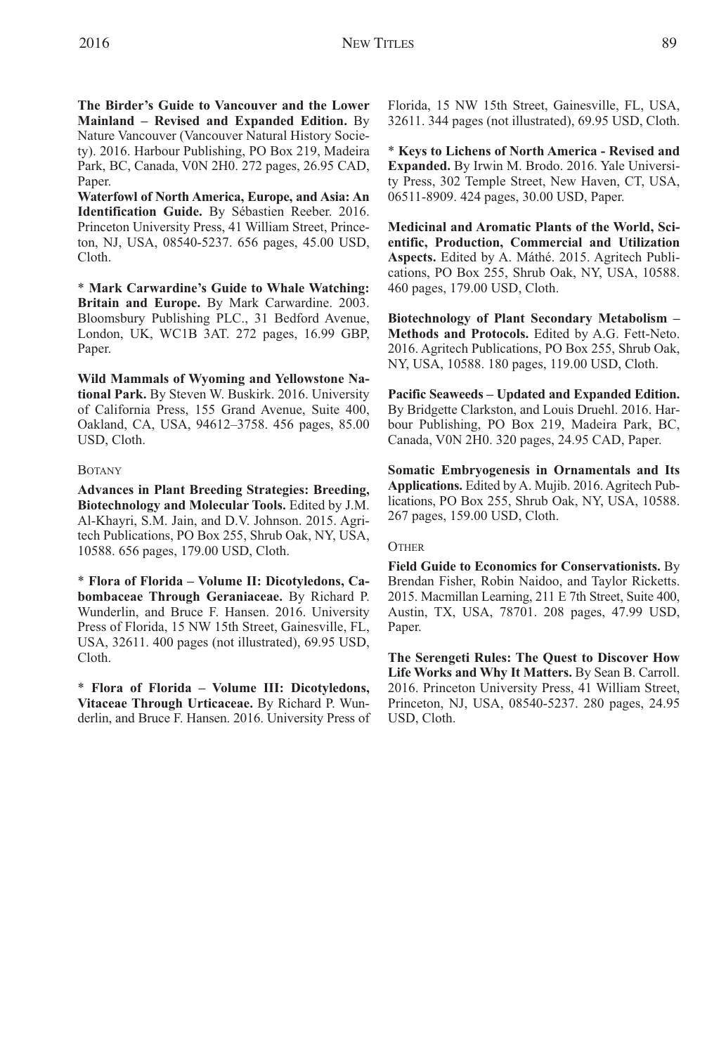**The Birder's Guide to Vancouver and the Lower Mainland – Revised and Expanded Edition.** By Nature Vancouver (Vancouver Natural History Society). 2016. Harbour Publishing, PO Box 219, Madeira Park, BC, Canada, V0N 2H0. 272 pages, 26.95 CAD, Paper.

**Waterfowl of North America, Europe, and Asia: An Identification Guide.** By Sébastien Reeber. 2016. Princeton University Press, 41 William Street, Princeton, NJ, USA, 08540-5237. 656 pages, 45.00 USD, Cloth.

* **Mark Carwardine's Guide to Whale Watching: Britain and Europe.** By Mark Carwardine. 2003. Bloomsbury Publishing PLC., 31 Bedford Avenue, London, UK, WC1B 3AT. 272 pages, 16.99 GBP, Paper.

**Wild Mammals of Wyoming and Yellowstone National Park.** By Steven W. Buskirk. 2016. University of California Press, 155 Grand Avenue, Suite 400, Oakland, CA, USA, 94612–3758. 456 pages, 85.00 USD, Cloth.

## Botany

**Advances in Plant Breeding Strategies: Breeding, Biotechnology and Molecular Tools.** Edited by J.M. Al-Khayri, S.M. Jain, and D.V. Johnson. 2015. Agritech Publications, PO Box 255, Shrub Oak, NY, USA, 10588. 656 pages, 179.00 USD, Cloth.

* **Flora of Florida – Volume II: Dicotyledons, Cabombaceae Through Geraniaceae.** By Richard P. Wunderlin, and Bruce F. Hansen. 2016. University Press of Florida, 15 NW 15th Street, Gainesville, FL, USA, 32611. 400 pages (not illustrated), 69.95 USD, Cloth.

* **Flora of Florida – Volume III: Dicotyledons, Vitaceae Through Urticaceae.** By Richard P. Wunderlin, and Bruce F. Hansen. 2016. University Press of Florida, 15 NW 15th Street, Gainesville, FL, USA, 32611. 344 pages (not illustrated), 69.95 USD, Cloth.

* **Keys to Lichens of North America - Revised and Expanded.** By Irwin M. Brodo. 2016. Yale University Press, 302 Temple Street, New Haven, CT, USA, 06511-8909. 424 pages, 30.00 USD, Paper.

**Medicinal and Aromatic Plants of the World, Scientific, Production, Commercial and Utilization Aspects.** Edited by A. Máthé. 2015. Agritech Publications, PO Box 255, Shrub Oak, NY, USA, 10588. 460 pages, 179.00 USD, Cloth.

**Biotechnology of Plant Secondary Metabolism – Methods and Protocols.** Edited by A.G. Fett-Neto. 2016. Agritech Publications, PO Box 255, Shrub Oak, NY, USA, 10588. 180 pages, 119.00 USD, Cloth.

**Pacific Seaweeds – Updated and Expanded Edition.** By Bridgette Clarkston, and Louis Druehl. 2016. Harbour Publishing, PO Box 219, Madeira Park, BC, Canada, V0N 2H0. 320 pages, 24.95 CAD, Paper.

**Somatic Embryogenesis in Ornamentals and Its Applications.** Edited by A. Mujib. 2016. Agritech Publications, PO Box 255, Shrub Oak, NY, USA, 10588. 267 pages, 159.00 USD, Cloth.

## Other

**Field Guide to Economics for Conservationists.** By Brendan Fisher, Robin Naidoo, and Taylor Ricketts. 2015. Macmillan Learning, 211 E 7th Street, Suite 400, Austin, TX, USA, 78701. 208 pages, 47.99 USD, Paper.

**The Serengeti Rules: The Quest to Discover How Life Works and Why It Matters.** By Sean B. Carroll. 2016. Princeton University Press, 41 William Street, Princeton, NJ, USA, 08540-5237. 280 pages, 24.95 USD, Cloth.